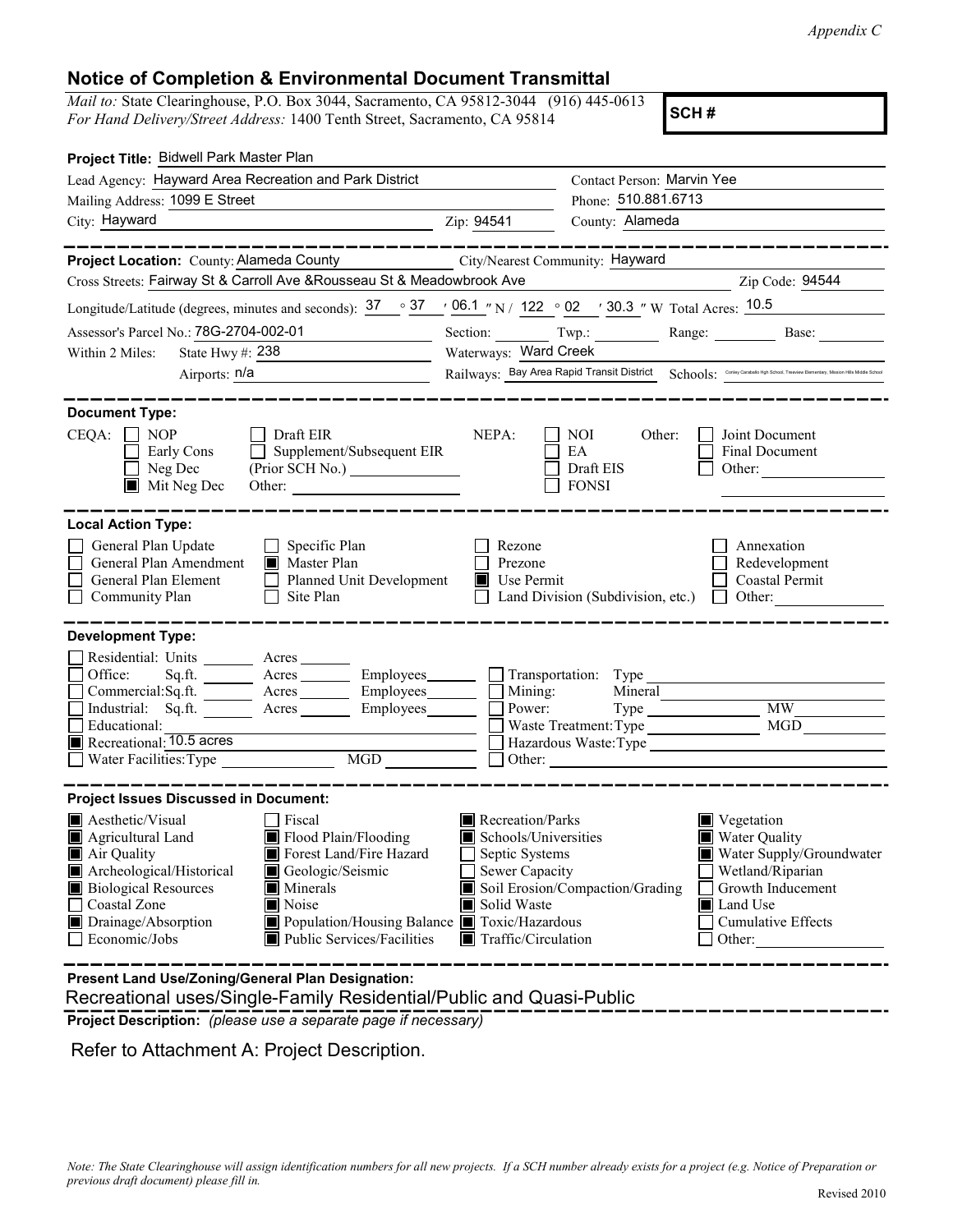*Appendix C*

## Notice of Completion & Environmental Document Transmittal

*Mail to:* State Clearinghouse, P.O. Box 3044, Sacramento, CA 95812-3044 (916) 445-0613
*For Hand Delivery/Street Address:* 1400 Tenth Street, Sacramento, CA 95814

**SCH #**

**Project Title:** Bidwell Park Master Plan

Lead Agency: Hayward Area Recreation and Park District
Contact Person: Marvin Yee
Mailing Address: 1099 E Street
Phone: 510.881.6713
City: Hayward
Zip: 94541
County: Alameda

**Project Location:** County: Alameda County
City/Nearest Community: Hayward
Cross Streets: Fairway St & Carroll Ave &Rousseau St & Meadowbrook Ave
Zip Code: 94544
Longitude/Latitude (degrees, minutes and seconds): 37 ° 37 ′ 06.1 ″ N / 122 ° 02 ′ 30.3 ″ W Total Acres: 10.5
Assessor's Parcel No.: 78G-2704-002-01
Section: Twp.: Range: Base:
Within 2 Miles: State Hwy #: 238
Waterways: Ward Creek
Airports: n/a
Railways: Bay Area Rapid Transit District
Schools: Conley Caraballo High School, Treeview Elementary, Mission Hills Middle School

**Document Type:**

CEQA:
- ☐ NOP
- ☐ Early Cons
- ☐ Neg Dec
- ☒ Mit Neg Dec
- ☐ Draft EIR
- ☐ Supplement/Subsequent EIR (Prior SCH No.)
- Other:

NEPA:
- ☐ NOI
- ☐ EA
- ☐ Draft EIS
- ☐ FONSI

Other:
- ☐ Joint Document
- ☐ Final Document
- ☐ Other:

**Local Action Type:**

- ☐ General Plan Update
- ☐ General Plan Amendment
- ☐ General Plan Element
- ☐ Community Plan
- ☐ Specific Plan
- ☒ Master Plan
- ☐ Planned Unit Development
- ☐ Site Plan
- ☐ Rezone
- ☐ Prezone
- ☒ Use Permit
- ☐ Land Division (Subdivision, etc.)
- ☐ Annexation
- ☐ Redevelopment
- ☐ Coastal Permit
- ☐ Other:

**Development Type:**

- ☐ Residential: Units Acres
- ☐ Office: Sq.ft. Acres Employees
- ☐ Commercial: Sq.ft. Acres Employees
- ☐ Industrial: Sq.ft. Acres Employees
- ☐ Educational:
- ☒ Recreational: 10.5 acres
- ☐ Water Facilities: Type MGD
- ☐ Transportation: Type
- ☐ Mining: Mineral
- ☐ Power: Type MW
- ☐ Waste Treatment: Type MGD
- ☐ Hazardous Waste: Type
- ☐ Other:

**Project Issues Discussed in Document:**

- ☒ Aesthetic/Visual
- ☒ Agricultural Land
- ☒ Air Quality
- ☒ Archeological/Historical
- ☒ Biological Resources
- ☐ Coastal Zone
- ☒ Drainage/Absorption
- ☐ Economic/Jobs
- ☐ Fiscal
- ☒ Flood Plain/Flooding
- ☒ Forest Land/Fire Hazard
- ☒ Geologic/Seismic
- ☒ Minerals
- ☒ Noise
- ☒ Population/Housing Balance
- ☒ Public Services/Facilities
- ☒ Recreation/Parks
- ☒ Schools/Universities
- ☐ Septic Systems
- ☐ Sewer Capacity
- ☒ Soil Erosion/Compaction/Grading
- ☒ Solid Waste
- ☒ Toxic/Hazardous
- ☒ Traffic/Circulation
- ☒ Vegetation
- ☒ Water Quality
- ☒ Water Supply/Groundwater
- ☐ Wetland/Riparian
- ☐ Growth Inducement
- ☒ Land Use
- ☐ Cumulative Effects
- ☐ Other:

**Present Land Use/Zoning/General Plan Designation:**

Recreational uses/Single-Family Residential/Public and Quasi-Public

**Project Description:** *(please use a separate page if necessary)*

Refer to Attachment A: Project Description.

*Note: The State Clearinghouse will assign identification numbers for all new projects. If a SCH number already exists for a project (e.g. Notice of Preparation or previous draft document) please fill in.*

Revised 2010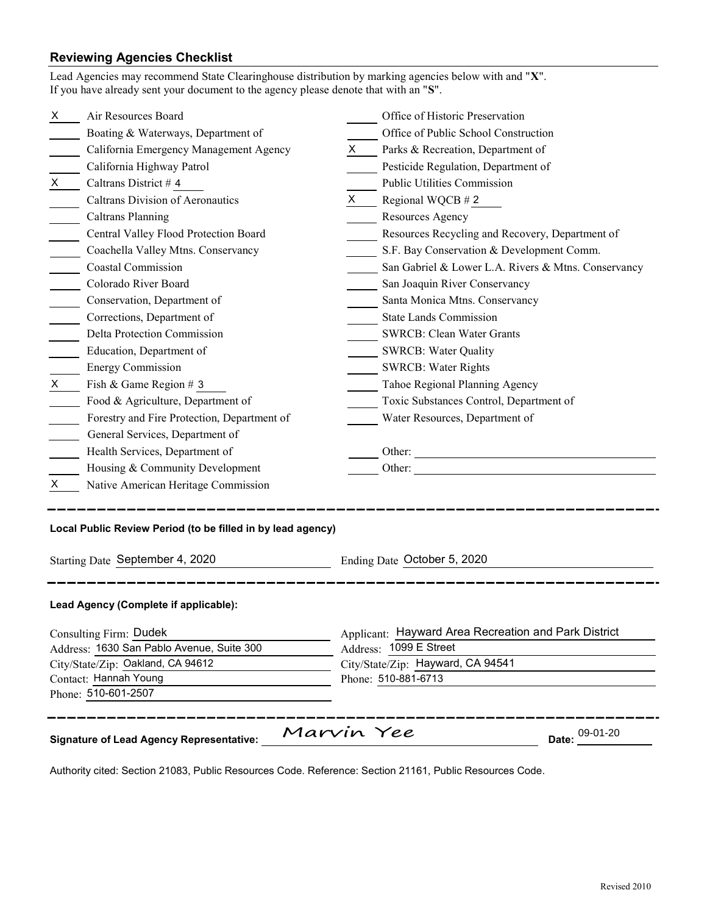## Reviewing Agencies Checklist

Lead Agencies may recommend State Clearinghouse distribution by marking agencies below with and "**X**".
If you have already sent your document to the agency please denote that with an "**S**".

| | | | |
|---|---|---|---|
| X | Air Resources Board | | Office of Historic Preservation |
| | Boating & Waterways, Department of | | Office of Public School Construction |
| | California Emergency Management Agency | X | Parks & Recreation, Department of |
| | California Highway Patrol | | Pesticide Regulation, Department of |
| X | Caltrans District # 4 | | Public Utilities Commission |
| | Caltrans Division of Aeronautics | X | Regional WQCB # 2 |
| | Caltrans Planning | | Resources Agency |
| | Central Valley Flood Protection Board | | Resources Recycling and Recovery, Department of |
| | Coachella Valley Mtns. Conservancy | | S.F. Bay Conservation & Development Comm. |
| | Coastal Commission | | San Gabriel & Lower L.A. Rivers & Mtns. Conservancy |
| | Colorado River Board | | San Joaquin River Conservancy |
| | Conservation, Department of | | Santa Monica Mtns. Conservancy |
| | Corrections, Department of | | State Lands Commission |
| | Delta Protection Commission | | SWRCB: Clean Water Grants |
| | Education, Department of | | SWRCB: Water Quality |
| | Energy Commission | | SWRCB: Water Rights |
| X | Fish & Game Region # 3 | | Tahoe Regional Planning Agency |
| | Food & Agriculture, Department of | | Toxic Substances Control, Department of |
| | Forestry and Fire Protection, Department of | | Water Resources, Department of |
| | General Services, Department of | | |
| | Health Services, Department of | | Other: |
| | Housing & Community Development | | Other: |
| X | Native American Heritage Commission | | |

---

**Local Public Review Period (to be filled in by lead agency)**

Starting Date September 4, 2020 Ending Date October 5, 2020

---

**Lead Agency (Complete if applicable):**

Consulting Firm: Dudek
Address: 1630 San Pablo Avenue, Suite 300
City/State/Zip: Oakland, CA 94612
Contact: Hannah Young
Phone: 510-601-2507

Applicant: Hayward Area Recreation and Park District
Address: 1099 E Street
City/State/Zip: Hayward, CA 94541
Phone: 510-881-6713

---

**Signature of Lead Agency Representative:** Marvin Yee **Date:** 09-01-20

Authority cited: Section 21083, Public Resources Code. Reference: Section 21161, Public Resources Code.

Revised 2010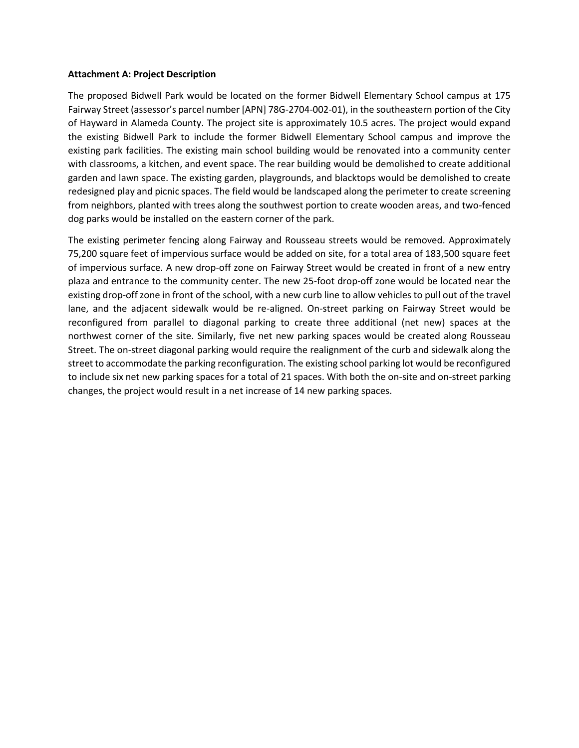**Attachment A: Project Description**

The proposed Bidwell Park would be located on the former Bidwell Elementary School campus at 175 Fairway Street (assessor's parcel number [APN] 78G-2704-002-01), in the southeastern portion of the City of Hayward in Alameda County. The project site is approximately 10.5 acres. The project would expand the existing Bidwell Park to include the former Bidwell Elementary School campus and improve the existing park facilities. The existing main school building would be renovated into a community center with classrooms, a kitchen, and event space. The rear building would be demolished to create additional garden and lawn space. The existing garden, playgrounds, and blacktops would be demolished to create redesigned play and picnic spaces. The field would be landscaped along the perimeter to create screening from neighbors, planted with trees along the southwest portion to create wooden areas, and two-fenced dog parks would be installed on the eastern corner of the park.

The existing perimeter fencing along Fairway and Rousseau streets would be removed. Approximately 75,200 square feet of impervious surface would be added on site, for a total area of 183,500 square feet of impervious surface. A new drop-off zone on Fairway Street would be created in front of a new entry plaza and entrance to the community center. The new 25-foot drop-off zone would be located near the existing drop-off zone in front of the school, with a new curb line to allow vehicles to pull out of the travel lane, and the adjacent sidewalk would be re-aligned. On-street parking on Fairway Street would be reconfigured from parallel to diagonal parking to create three additional (net new) spaces at the northwest corner of the site. Similarly, five net new parking spaces would be created along Rousseau Street. The on-street diagonal parking would require the realignment of the curb and sidewalk along the street to accommodate the parking reconfiguration. The existing school parking lot would be reconfigured to include six net new parking spaces for a total of 21 spaces. With both the on-site and on-street parking changes, the project would result in a net increase of 14 new parking spaces.